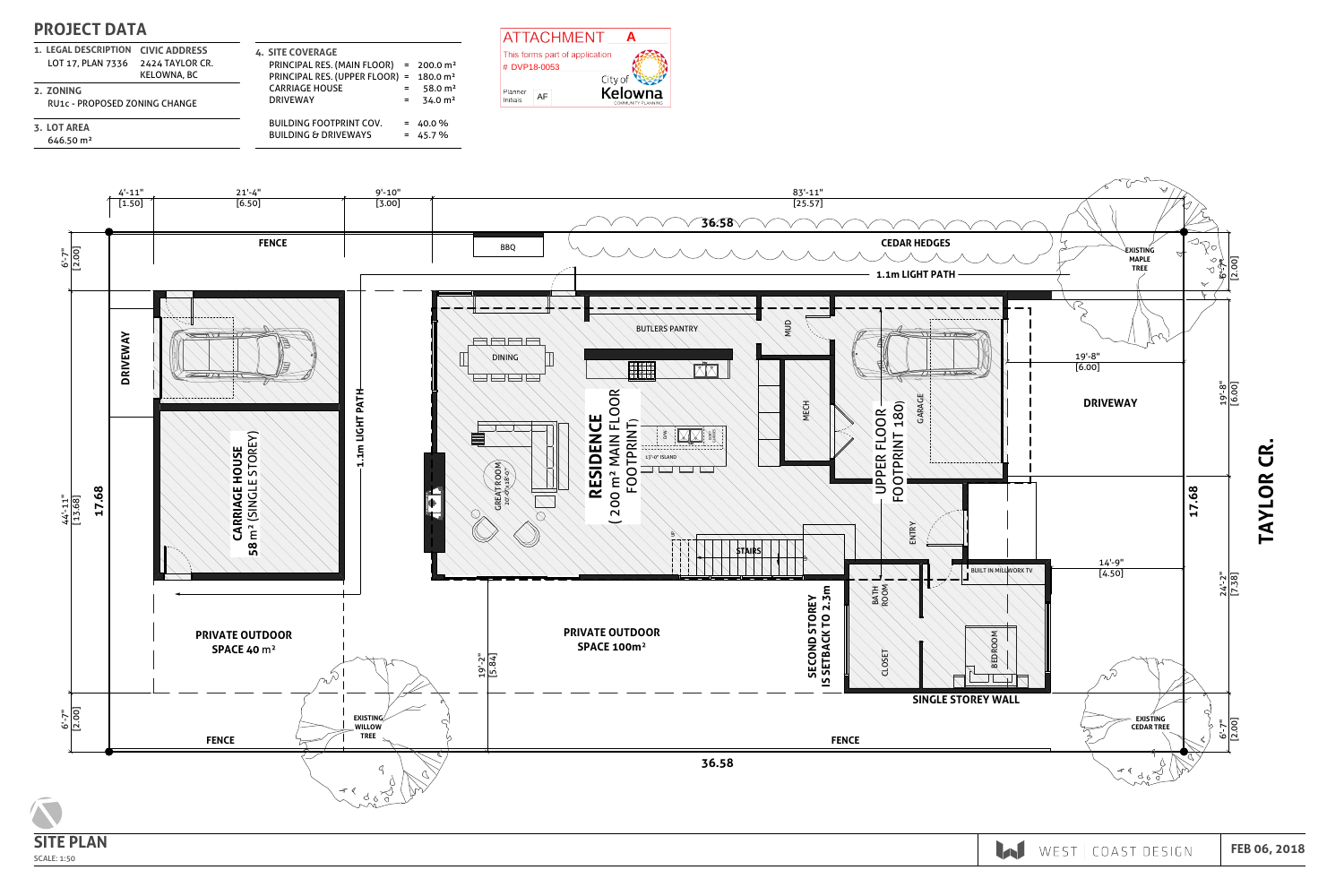## PROJECT DATA

**1. LEGAL DESCRIPTION** LOT 17, PLAN 7336

**CIVIC ADDRESS** 2424 TAYLOR CR. KELOWNA, BC

**2. ZONING**
RU1c - PROPOSED ZONING CHANGE

**3. LOT AREA**
646.50 m²

**4. SITE COVERAGE**

| | | |
|---|---|---|
| PRINCIPAL RES. (MAIN FLOOR) | = | 200.0 m² |
| PRINCIPAL RES. (UPPER FLOOR) | = | 180.0 m² |
| CARRIAGE HOUSE | = | 58.0 m² |
| DRIVEWAY | = | 34.0 m² |
| BUILDING FOOTPRINT COV. | = | 40.0 % |
| BUILDING & DRIVEWAYS | = | 45.7 % |

ATTACHMENT A
This forms part of application
# DVP18-0053
City of Kelowna
COMMUNITY PLANNING
Planner Initials AF

4'-11" [1.50] 21'-4" [6.50] 9'-10" [3.00] 83'-11" [25.57]
36.58
FENCE
BBQ
CEDAR HEDGES
EXISTING MAPLE TREE
1.1m LIGHT PATH
6'-7" [2.00]
DRIVEWAY
BUTLERS PANTRY
MUD
DINING
19'-8" [6.00]
DRIVEWAY
1.1m LIGHT PATH
CARRIAGE HOUSE 58 m² (SINGLE STOREY)
RESIDENCE (200 m² MAIN FLOOR FOOTPRINT)
MECH
UPPER FLOOR FOOTPRINT 180)
GARAGE
13'-0" ISLAND
GREAT ROOM 20'-0"x18'-0"
44'-11" [13.68]
17.68
ENTRY
STAIRS
BUILT IN MILLWORK TV
14'-9" [4.50]
24'-2" [7.38]
TAYLOR CR.
PRIVATE OUTDOOR SPACE 40 m²
PRIVATE OUTDOOR SPACE 100m²
19'-2" [5.84]
SECOND STOREY IS SETBACK TO 2.3m
BATH ROOM
CLOSET
BEDROOM
SINGLE STOREY WALL
EXISTING WILLOW TREE
EXISTING CEDAR TREE
FENCE
FENCE
36.58

## SITE PLAN
SCALE: 1:50

WEST COAST DESIGN
FEB 06, 2018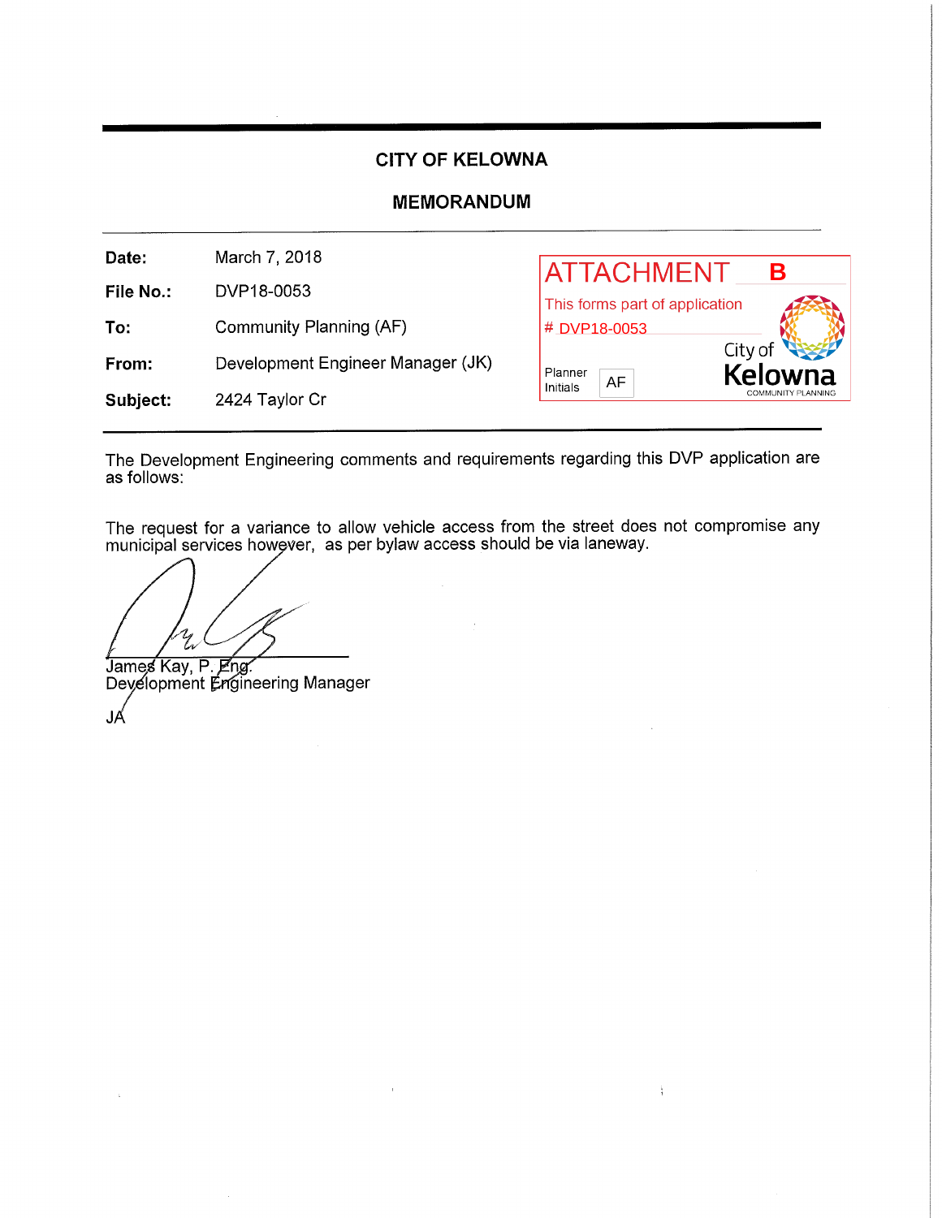## CITY OF KELOWNA

## MEMORANDUM

| | |
|---|---|
| **Date:** | March 7, 2018 |
| **File No.:** | DVP18-0053 |
| **To:** | Community Planning (AF) |
| **From:** | Development Engineer Manager (JK) |
| **Subject:** | 2424 Taylor Cr |

ATTACHMENT B
This forms part of application
# DVP18-0053
Planner Initials AF
City of Kelowna COMMUNITY PLANNING

The Development Engineering comments and requirements regarding this DVP application are as follows:

The request for a variance to allow vehicle access from the street does not compromise any municipal services however, as per bylaw access should be via laneway.

James Kay, P. Eng.
Development Engineering Manager

JA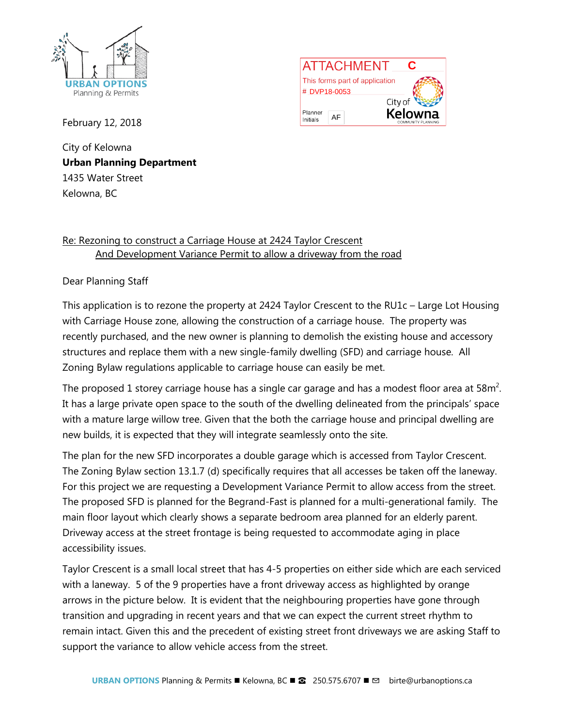URBAN OPTIONS
Planning & Permits

ATTACHMENT C
This forms part of application
# DVP18-0053
City of Kelowna
COMMUNITY PLANNING
Planner Initials AF

February 12, 2018

City of Kelowna
**Urban Planning Department**
1435 Water Street
Kelowna, BC

Re: Rezoning to construct a Carriage House at 2424 Taylor Crescent
And Development Variance Permit to allow a driveway from the road

Dear Planning Staff

This application is to rezone the property at 2424 Taylor Crescent to the RU1c – Large Lot Housing with Carriage House zone, allowing the construction of a carriage house. The property was recently purchased, and the new owner is planning to demolish the existing house and accessory structures and replace them with a new single-family dwelling (SFD) and carriage house. All Zoning Bylaw regulations applicable to carriage house can easily be met.

The proposed 1 storey carriage house has a single car garage and has a modest floor area at $58m^2$. It has a large private open space to the south of the dwelling delineated from the principals' space with a mature large willow tree. Given that the both the carriage house and principal dwelling are new builds, it is expected that they will integrate seamlessly onto the site.

The plan for the new SFD incorporates a double garage which is accessed from Taylor Crescent. The Zoning Bylaw section 13.1.7 (d) specifically requires that all accesses be taken off the laneway. For this project we are requesting a Development Variance Permit to allow access from the street. The proposed SFD is planned for the Begrand-Fast is planned for a multi-generational family. The main floor layout which clearly shows a separate bedroom area planned for an elderly parent. Driveway access at the street frontage is being requested to accommodate aging in place accessibility issues.

Taylor Crescent is a small local street that has 4-5 properties on either side which are each serviced with a laneway. 5 of the 9 properties have a front driveway access as highlighted by orange arrows in the picture below. It is evident that the neighbouring properties have gone through transition and upgrading in recent years and that we can expect the current street rhythm to remain intact. Given this and the precedent of existing street front driveways we are asking Staff to support the variance to allow vehicle access from the street.

**URBAN OPTIONS** Planning & Permits ■ Kelowna, BC ■ ☎ 250.575.6707 ■ ✉ birte@urbanoptions.ca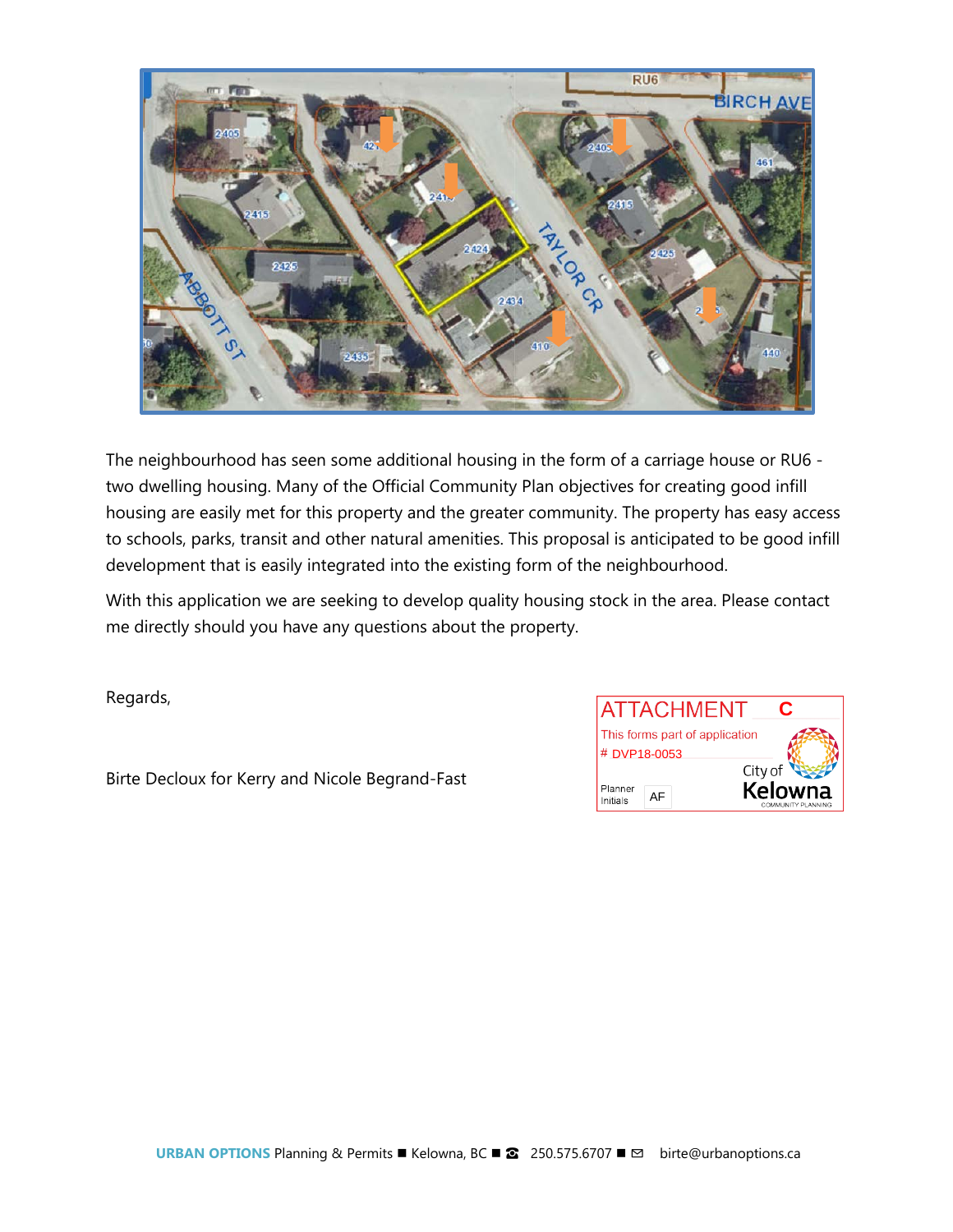The neighbourhood has seen some additional housing in the form of a carriage house or RU6 - two dwelling housing. Many of the Official Community Plan objectives for creating good infill housing are easily met for this property and the greater community. The property has easy access to schools, parks, transit and other natural amenities. This proposal is anticipated to be good infill development that is easily integrated into the existing form of the neighbourhood.

With this application we are seeking to develop quality housing stock in the area. Please contact me directly should you have any questions about the property.

Regards,

Birte Decloux for Kerry and Nicole Begrand-Fast

ATTACHMENT C
This forms part of application
# DVP18-0053
Planner Initials AF
City of Kelowna
COMMUNITY PLANNING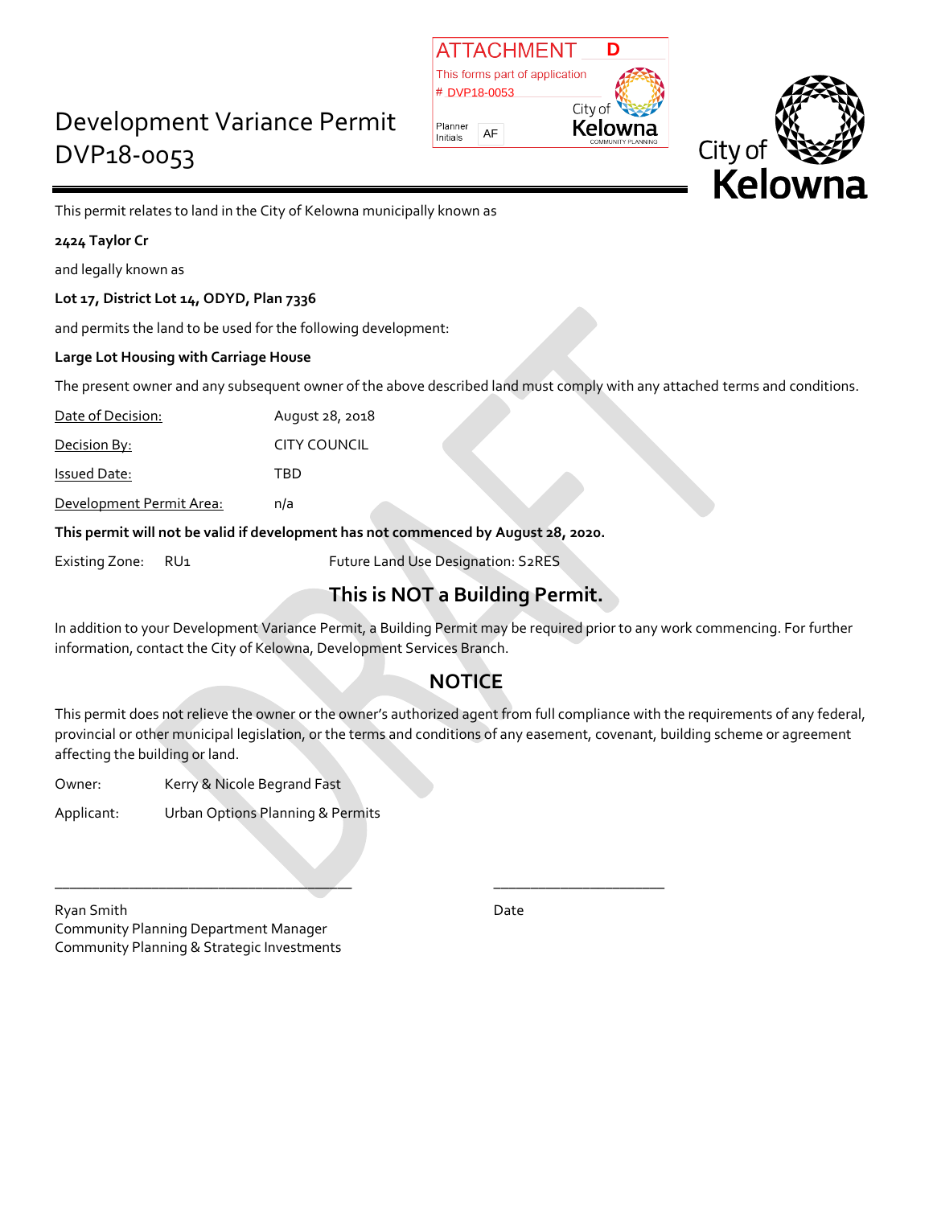ATTACHMENT D

This forms part of application # DVP18-0053

Planner Initials: AF

City of Kelowna COMMUNITY PLANNING

# Development Variance Permit DVP18-0053

City of Kelowna

This permit relates to land in the City of Kelowna municipally known as

**2424 Taylor Cr**

and legally known as

**Lot 17, District Lot 14, ODYD, Plan 7336**

and permits the land to be used for the following development:

**Large Lot Housing with Carriage House**

The present owner and any subsequent owner of the above described land must comply with any attached terms and conditions.

| | |
|---|---|
| Date of Decision: | August 28, 2018 |
| Decision By: | CITY COUNCIL |
| Issued Date: | TBD |
| Development Permit Area: | n/a |

**This permit will not be valid if development has not commenced by August 28, 2020.**

Existing Zone: RU1 Future Land Use Designation: S2RES

## This is NOT a Building Permit.

In addition to your Development Variance Permit, a Building Permit may be required prior to any work commencing. For further information, contact the City of Kelowna, Development Services Branch.

## NOTICE

This permit does not relieve the owner or the owner's authorized agent from full compliance with the requirements of any federal, provincial or other municipal legislation, or the terms and conditions of any easement, covenant, building scheme or agreement affecting the building or land.

Owner: Kerry & Nicole Begrand Fast

Applicant: Urban Options Planning & Permits

\_\_\_\_\_\_\_\_\_\_\_\_\_\_\_\_\_\_\_\_\_\_\_\_\_\_\_\_\_\_\_\_\_\_\_\_ \_\_\_\_\_\_\_\_\_\_\_\_\_\_\_\_\_\_\_\_\_\_

Ryan Smith
Community Planning Department Manager
Community Planning & Strategic Investments

Date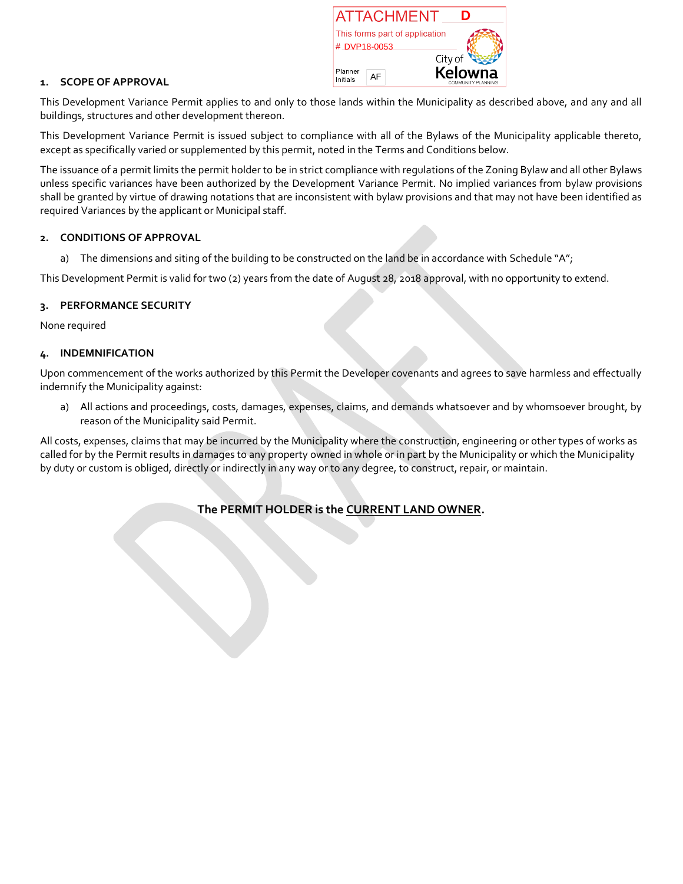ATTACHMENT D

This forms part of application

# DVP18-0053

Planner Initials AF

City of Kelowna COMMUNITY PLANNING

## 1. SCOPE OF APPROVAL

This Development Variance Permit applies to and only to those lands within the Municipality as described above, and any and all buildings, structures and other development thereon.

This Development Variance Permit is issued subject to compliance with all of the Bylaws of the Municipality applicable thereto, except as specifically varied or supplemented by this permit, noted in the Terms and Conditions below.

The issuance of a permit limits the permit holder to be in strict compliance with regulations of the Zoning Bylaw and all other Bylaws unless specific variances have been authorized by the Development Variance Permit. No implied variances from bylaw provisions shall be granted by virtue of drawing notations that are inconsistent with bylaw provisions and that may not have been identified as required Variances by the applicant or Municipal staff.

## 2. CONDITIONS OF APPROVAL

a) The dimensions and siting of the building to be constructed on the land be in accordance with Schedule "A";

This Development Permit is valid for two (2) years from the date of August 28, 2018 approval, with no opportunity to extend.

## 3. PERFORMANCE SECURITY

None required

## 4. INDEMNIFICATION

Upon commencement of the works authorized by this Permit the Developer covenants and agrees to save harmless and effectually indemnify the Municipality against:

a) All actions and proceedings, costs, damages, expenses, claims, and demands whatsoever and by whomsoever brought, by reason of the Municipality said Permit.

All costs, expenses, claims that may be incurred by the Municipality where the construction, engineering or other types of works as called for by the Permit results in damages to any property owned in whole or in part by the Municipality or which the Municipality by duty or custom is obliged, directly or indirectly in any way or to any degree, to construct, repair, or maintain.

**The PERMIT HOLDER is the CURRENT LAND OWNER.**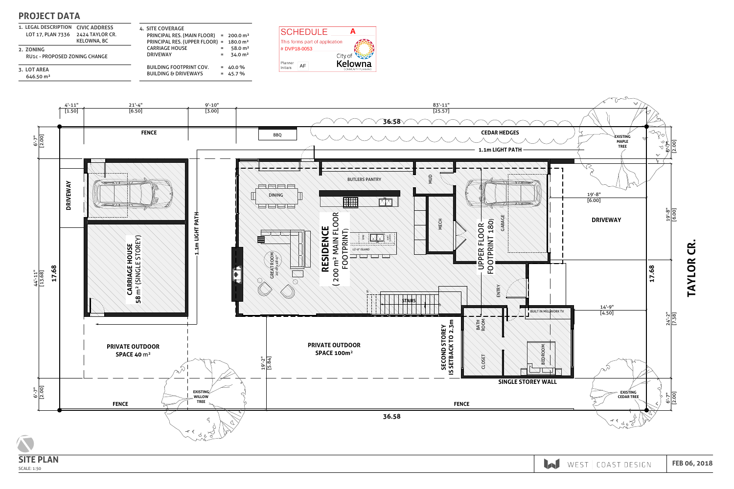# PROJECT DATA

1. **LEGAL DESCRIPTION** — LOT 17, PLAN 7336
   **CIVIC ADDRESS** — 2424 TAYLOR CR. KELOWNA, BC
2. **ZONING** — RU1c - PROPOSED ZONING CHANGE
3. **LOT AREA** — 646.50 m²
4. **SITE COVERAGE**

| | | |
|---|---|---|
| PRINCIPAL RES. (MAIN FLOOR) | = | 200.0 m² |
| PRINCIPAL RES. (UPPER FLOOR) | = | 180.0 m² |
| CARRIAGE HOUSE | = | 58.0 m² |
| DRIVEWAY | = | 34.0 m² |
| BUILDING FOOTPRINT COV. | = | 40.0 % |
| BUILDING & DRIVEWAYS | = | 45.7 % |

SCHEDULE A
This forms part of application
# DVP18-0053
City of Kelowna
COMMUNITY PLANNING
Planner Initials AF

4'-11" [1.50]
21'-4" [6.50]
9'-10" [3.00]
83'-11" [25.57]
36.58
6'-7" [2.00]
FENCE
BBQ
CEDAR HEDGES
EXISTING MAPLE TREE
1.1m LIGHT PATH
DRIVEWAY
BUTLERS PANTRY
MUD
DINING
19'-8" [6.00]
MECH
GARAGE
1.1m LIGHT PATH
RESIDENCE (200 m² MAIN FLOOR FOOTPRINT)
UPPER FLOOR FOOTPRINT 180)
CARRIAGE HOUSE 58 m² (SINGLE STOREY)
13'-0" ISLAND
GREAT ROOM 20'-0" x 18'-0"
44'-11" [13.68]
17.68
STAIRS
ENTRY
TAYLOR CR.
BUILT IN MILLWORK TV
14'-9" [4.50]
24'-2" [7.38]
PRIVATE OUTDOOR SPACE 40 m²
PRIVATE OUTDOOR SPACE 100m²
19'-2" [5.84]
SECOND STOREY IS SETBACK TO 2.3m
BATH ROOM
CLOSET
BEDROOM
SINGLE STOREY WALL
EXISTING WILLOW TREE
EXISTING CEDAR TREE
FENCE
FENCE
36.58

## SITE PLAN
SCALE: 1:50

WEST COAST DESIGN
FEB 06, 2018